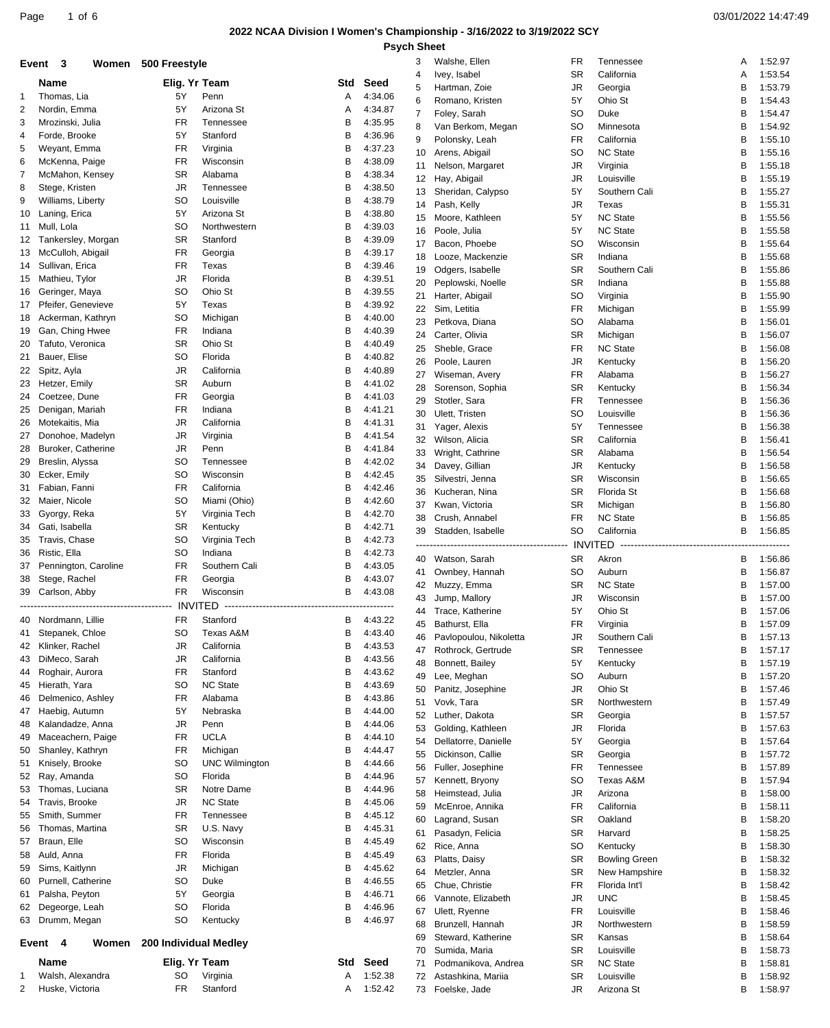## 2022 NCAA Division I Women's Championship - 3/16/2022 to 3/19/2022 SCY

### Psych Sheet

### Event 3 Women 500 Freestyle

| | Name | Elig. Yr | Team | Std | Seed |
|---|---|---|---|---|---|
| 1 | Thomas, Lia | 5Y | Penn | A | 4:34.06 |
| 2 | Nordin, Emma | 5Y | Arizona St | A | 4:34.87 |
| 3 | Mrozinski, Julia | FR | Tennessee | B | 4:35.95 |
| 4 | Forde, Brooke | 5Y | Stanford | B | 4:36.96 |
| 5 | Weyant, Emma | FR | Virginia | B | 4:37.23 |
| 6 | McKenna, Paige | FR | Wisconsin | B | 4:38.09 |
| 7 | McMahon, Kensey | SR | Alabama | B | 4:38.34 |
| 8 | Stege, Kristen | JR | Tennessee | B | 4:38.50 |
| 9 | Williams, Liberty | SO | Louisville | B | 4:38.79 |
| 10 | Laning, Erica | 5Y | Arizona St | B | 4:38.80 |
| 11 | Mull, Lola | SO | Northwestern | B | 4:39.03 |
| 12 | Tankersley, Morgan | SR | Stanford | B | 4:39.09 |
| 13 | McCulloh, Abigail | FR | Georgia | B | 4:39.17 |
| 14 | Sullivan, Erica | FR | Texas | B | 4:39.46 |
| 15 | Mathieu, Tylor | JR | Florida | B | 4:39.51 |
| 16 | Geringer, Maya | SO | Ohio St | B | 4:39.55 |
| 17 | Pfeifer, Genevieve | 5Y | Texas | B | 4:39.92 |
| 18 | Ackerman, Kathryn | SO | Michigan | B | 4:40.00 |
| 19 | Gan, Ching Hwee | FR | Indiana | B | 4:40.39 |
| 20 | Tafuto, Veronica | SR | Ohio St | B | 4:40.49 |
| 21 | Bauer, Elise | SO | Florida | B | 4:40.82 |
| 22 | Spitz, Ayla | JR | California | B | 4:40.89 |
| 23 | Hetzer, Emily | SR | Auburn | B | 4:41.02 |
| 24 | Coetzee, Dune | FR | Georgia | B | 4:41.03 |
| 25 | Denigan, Mariah | FR | Indiana | B | 4:41.21 |
| 26 | Motekaitis, Mia | JR | California | B | 4:41.31 |
| 27 | Donohoe, Madelyn | JR | Virginia | B | 4:41.54 |
| 28 | Buroker, Catherine | JR | Penn | B | 4:41.84 |
| 29 | Breslin, Alyssa | SO | Tennessee | B | 4:42.02 |
| 30 | Ecker, Emily | SO | Wisconsin | B | 4:42.45 |
| 31 | Fabian, Fanni | FR | California | B | 4:42.46 |
| 32 | Maier, Nicole | SO | Miami (Ohio) | B | 4:42.60 |
| 33 | Gyorgy, Reka | 5Y | Virginia Tech | B | 4:42.70 |
| 34 | Gati, Isabella | SR | Kentucky | B | 4:42.71 |
| 35 | Travis, Chase | SO | Virginia Tech | B | 4:42.73 |
| 36 | Ristic, Ella | SO | Indiana | B | 4:42.73 |
| 37 | Pennington, Caroline | FR | Southern Cali | B | 4:43.05 |
| 38 | Stege, Rachel | FR | Georgia | B | 4:43.07 |
| 39 | Carlson, Abby | FR | Wisconsin | B | 4:43.08 |
| | INVITED | | | | |
| 40 | Nordmann, Lillie | FR | Stanford | B | 4:43.22 |
| 41 | Stepanek, Chloe | SO | Texas A&M | B | 4:43.40 |
| 42 | Klinker, Rachel | JR | California | B | 4:43.53 |
| 43 | DiMeco, Sarah | JR | California | B | 4:43.56 |
| 44 | Roghair, Aurora | FR | Stanford | B | 4:43.62 |
| 45 | Hierath, Yara | SO | NC State | B | 4:43.69 |
| 46 | Delmenico, Ashley | FR | Alabama | B | 4:43.86 |
| 47 | Haebig, Autumn | 5Y | Nebraska | B | 4:44.00 |
| 48 | Kalandadze, Anna | JR | Penn | B | 4:44.06 |
| 49 | Maceachern, Paige | FR | UCLA | B | 4:44.10 |
| 50 | Shanley, Kathryn | FR | Michigan | B | 4:44.47 |
| 51 | Knisely, Brooke | SO | UNC Wilmington | B | 4:44.66 |
| 52 | Ray, Amanda | SO | Florida | B | 4:44.96 |
| 53 | Thomas, Luciana | SR | Notre Dame | B | 4:44.96 |
| 54 | Travis, Brooke | JR | NC State | B | 4:45.06 |
| 55 | Smith, Summer | FR | Tennessee | B | 4:45.12 |
| 56 | Thomas, Martina | SR | U.S. Navy | B | 4:45.31 |
| 57 | Braun, Elle | SO | Wisconsin | B | 4:45.49 |
| 58 | Auld, Anna | FR | Florida | B | 4:45.49 |
| 59 | Sims, Kaitlynn | JR | Michigan | B | 4:45.62 |
| 60 | Purnell, Catherine | SO | Duke | B | 4:46.55 |
| 61 | Palsha, Peyton | 5Y | Georgia | B | 4:46.71 |
| 62 | Degeorge, Leah | SO | Florida | B | 4:46.96 |
| 63 | Drumm, Megan | SO | Kentucky | B | 4:46.97 |

### Event 4 Women 200 Individual Medley

| | Name | Elig. Yr | Team | Std | Seed |
|---|---|---|---|---|---|
| 1 | Walsh, Alexandra | SO | Virginia | A | 1:52.38 |
| 2 | Huske, Victoria | FR | Stanford | A | 1:52.42 |
| 3 | Walshe, Ellen | FR | Tennessee | A | 1:52.97 |
| 4 | Ivey, Isabel | SR | California | A | 1:53.54 |
| 5 | Hartman, Zoie | JR | Georgia | B | 1:53.79 |
| 6 | Romano, Kristen | 5Y | Ohio St | B | 1:54.43 |
| 7 | Foley, Sarah | SO | Duke | B | 1:54.47 |
| 8 | Van Berkom, Megan | SO | Minnesota | B | 1:54.92 |
| 9 | Polonsky, Leah | FR | California | B | 1:55.10 |
| 10 | Arens, Abigail | SO | NC State | B | 1:55.16 |
| 11 | Nelson, Margaret | JR | Virginia | B | 1:55.18 |
| 12 | Hay, Abigail | JR | Louisville | B | 1:55.19 |
| 13 | Sheridan, Calypso | 5Y | Southern Cali | B | 1:55.27 |
| 14 | Pash, Kelly | JR | Texas | B | 1:55.31 |
| 15 | Moore, Kathleen | 5Y | NC State | B | 1:55.56 |
| 16 | Poole, Julia | 5Y | NC State | B | 1:55.58 |
| 17 | Bacon, Phoebe | SO | Wisconsin | B | 1:55.64 |
| 18 | Looze, Mackenzie | SR | Indiana | B | 1:55.68 |
| 19 | Odgers, Isabelle | SR | Southern Cali | B | 1:55.86 |
| 20 | Peplowski, Noelle | SR | Indiana | B | 1:55.88 |
| 21 | Harter, Abigail | SO | Virginia | B | 1:55.90 |
| 22 | Sim, Letitia | FR | Michigan | B | 1:55.99 |
| 23 | Petkova, Diana | SO | Alabama | B | 1:56.01 |
| 24 | Carter, Olivia | SR | Michigan | B | 1:56.07 |
| 25 | Sheble, Grace | FR | NC State | B | 1:56.08 |
| 26 | Poole, Lauren | JR | Kentucky | B | 1:56.20 |
| 27 | Wiseman, Avery | FR | Alabama | B | 1:56.27 |
| 28 | Sorenson, Sophia | SR | Kentucky | B | 1:56.34 |
| 29 | Stotler, Sara | FR | Tennessee | B | 1:56.36 |
| 30 | Ulett, Tristen | SO | Louisville | B | 1:56.36 |
| 31 | Yager, Alexis | 5Y | Tennessee | B | 1:56.38 |
| 32 | Wilson, Alicia | SR | California | B | 1:56.41 |
| 33 | Wright, Cathrine | SR | Alabama | B | 1:56.54 |
| 34 | Davey, Gillian | JR | Kentucky | B | 1:56.58 |
| 35 | Silvestri, Jenna | SR | Wisconsin | B | 1:56.65 |
| 36 | Kucheran, Nina | SR | Florida St | B | 1:56.68 |
| 37 | Kwan, Victoria | SR | Michigan | B | 1:56.80 |
| 38 | Crush, Annabel | FR | NC State | B | 1:56.85 |
| 39 | Stadden, Isabelle | SO | California | B | 1:56.85 |
| | INVITED | | | | |
| 40 | Watson, Sarah | SR | Akron | B | 1:56.86 |
| 41 | Ownbey, Hannah | SO | Auburn | B | 1:56.87 |
| 42 | Muzzy, Emma | SR | NC State | B | 1:57.00 |
| 43 | Jump, Mallory | JR | Wisconsin | B | 1:57.00 |
| 44 | Trace, Katherine | 5Y | Ohio St | B | 1:57.06 |
| 45 | Bathurst, Ella | FR | Virginia | B | 1:57.09 |
| 46 | Pavlopoulou, Nikoletta | JR | Southern Cali | B | 1:57.13 |
| 47 | Rothrock, Gertrude | SR | Tennessee | B | 1:57.17 |
| 48 | Bonnett, Bailey | 5Y | Kentucky | B | 1:57.19 |
| 49 | Lee, Meghan | SO | Auburn | B | 1:57.20 |
| 50 | Panitz, Josephine | JR | Ohio St | B | 1:57.46 |
| 51 | Vovk, Tara | SR | Northwestern | B | 1:57.49 |
| 52 | Luther, Dakota | SR | Georgia | B | 1:57.57 |
| 53 | Golding, Kathleen | JR | Florida | B | 1:57.63 |
| 54 | Dellatorre, Danielle | 5Y | Georgia | B | 1:57.64 |
| 55 | Dickinson, Callie | SR | Georgia | B | 1:57.72 |
| 56 | Fuller, Josephine | FR | Tennessee | B | 1:57.89 |
| 57 | Kennett, Bryony | SO | Texas A&M | B | 1:57.94 |
| 58 | Heimstead, Julia | JR | Arizona | B | 1:58.00 |
| 59 | McEnroe, Annika | FR | California | B | 1:58.11 |
| 60 | Lagrand, Susan | SR | Oakland | B | 1:58.20 |
| 61 | Pasadyn, Felicia | SR | Harvard | B | 1:58.25 |
| 62 | Rice, Anna | SO | Kentucky | B | 1:58.30 |
| 63 | Platts, Daisy | SR | Bowling Green | B | 1:58.32 |
| 64 | Metzler, Anna | SR | New Hampshire | B | 1:58.32 |
| 65 | Chue, Christie | FR | Florida Int'l | B | 1:58.42 |
| 66 | Vannote, Elizabeth | JR | UNC | B | 1:58.45 |
| 67 | Ulett, Ryenne | FR | Louisville | B | 1:58.46 |
| 68 | Brunzell, Hannah | JR | Northwestern | B | 1:58.59 |
| 69 | Steward, Katherine | SR | Kansas | B | 1:58.64 |
| 70 | Sumida, Maria | SR | Louisville | B | 1:58.73 |
| 71 | Podmanikova, Andrea | SR | NC State | B | 1:58.81 |
| 72 | Astashkina, Mariia | SR | Louisville | B | 1:58.92 |
| 73 | Foelske, Jade | JR | Arizona St | B | 1:58.97 |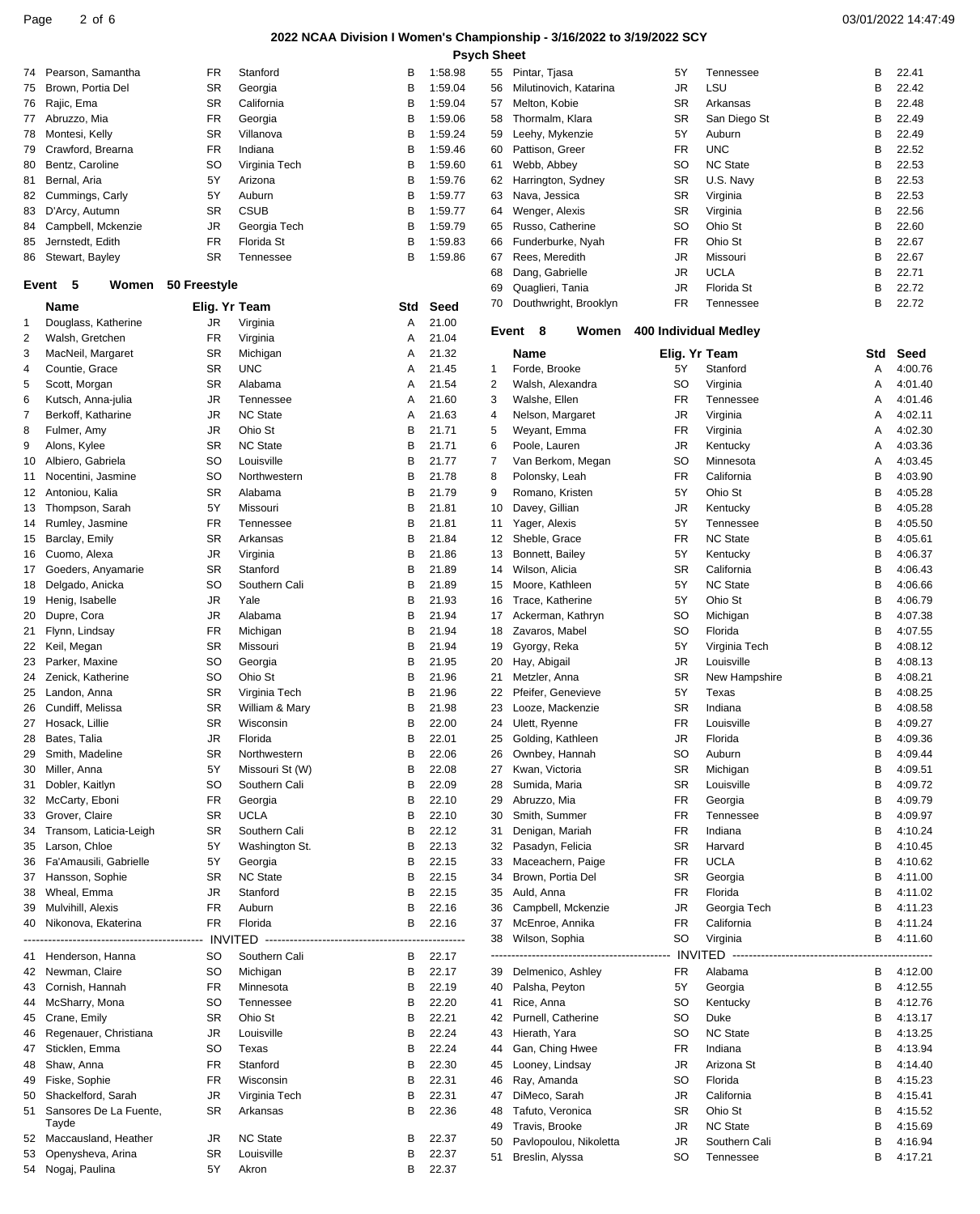## 2022 NCAA Division I Women's Championship - 3/16/2022 to 3/19/2022 SCY

### Psych Sheet

| | Name | Elig. Yr | Team | Std | Seed |
|---|---|---|---|---|---|
| 74 | Pearson, Samantha | FR | Stanford | B | 1:58.98 |
| 75 | Brown, Portia Del | SR | Georgia | B | 1:59.04 |
| 76 | Rajic, Ema | SR | California | B | 1:59.04 |
| 77 | Abruzzo, Mia | FR | Georgia | B | 1:59.06 |
| 78 | Montesi, Kelly | SR | Villanova | B | 1:59.24 |
| 79 | Crawford, Brearna | FR | Indiana | B | 1:59.46 |
| 80 | Bentz, Caroline | SO | Virginia Tech | B | 1:59.60 |
| 81 | Bernal, Aria | 5Y | Arizona | B | 1:59.76 |
| 82 | Cummings, Carly | 5Y | Auburn | B | 1:59.77 |
| 83 | D'Arcy, Autumn | SR | CSUB | B | 1:59.77 |
| 84 | Campbell, Mckenzie | JR | Georgia Tech | B | 1:59.79 |
| 85 | Jernstedt, Edith | FR | Florida St | B | 1:59.83 |
| 86 | Stewart, Bayley | SR | Tennessee | B | 1:59.86 |

### Event 5 Women 50 Freestyle

| | Name | Elig. Yr | Team | Std | Seed |
|---|---|---|---|---|---|
| 1 | Douglass, Katherine | JR | Virginia | A | 21.00 |
| 2 | Walsh, Gretchen | FR | Virginia | A | 21.04 |
| 3 | MacNeil, Margaret | SR | Michigan | A | 21.32 |
| 4 | Countie, Grace | SR | UNC | A | 21.45 |
| 5 | Scott, Morgan | SR | Alabama | A | 21.54 |
| 6 | Kutsch, Anna-julia | JR | Tennessee | A | 21.60 |
| 7 | Berkoff, Katharine | JR | NC State | A | 21.63 |
| 8 | Fulmer, Amy | JR | Ohio St | B | 21.71 |
| 9 | Alons, Kylee | SR | NC State | B | 21.71 |
| 10 | Albiero, Gabriela | SO | Louisville | B | 21.77 |
| 11 | Nocentini, Jasmine | SO | Northwestern | B | 21.78 |
| 12 | Antoniou, Kalia | SR | Alabama | B | 21.79 |
| 13 | Thompson, Sarah | 5Y | Missouri | B | 21.81 |
| 14 | Rumley, Jasmine | FR | Tennessee | B | 21.81 |
| 15 | Barclay, Emily | SR | Arkansas | B | 21.84 |
| 16 | Cuomo, Alexa | JR | Virginia | B | 21.86 |
| 17 | Goeders, Anyamarie | SR | Stanford | B | 21.89 |
| 18 | Delgado, Anicka | SO | Southern Cali | B | 21.89 |
| 19 | Henig, Isabelle | JR | Yale | B | 21.93 |
| 20 | Dupre, Cora | JR | Alabama | B | 21.94 |
| 21 | Flynn, Lindsay | FR | Michigan | B | 21.94 |
| 22 | Keil, Megan | SR | Missouri | B | 21.94 |
| 23 | Parker, Maxine | SO | Georgia | B | 21.95 |
| 24 | Zenick, Katherine | SO | Ohio St | B | 21.96 |
| 25 | Landon, Anna | SR | Virginia Tech | B | 21.96 |
| 26 | Cundiff, Melissa | SR | William & Mary | B | 21.98 |
| 27 | Hosack, Lillie | SR | Wisconsin | B | 22.00 |
| 28 | Bates, Talia | JR | Florida | B | 22.01 |
| 29 | Smith, Madeline | SR | Northwestern | B | 22.06 |
| 30 | Miller, Anna | 5Y | Missouri St (W) | B | 22.08 |
| 31 | Dobler, Kaitlyn | SO | Southern Cali | B | 22.09 |
| 32 | McCarty, Eboni | FR | Georgia | B | 22.10 |
| 33 | Grover, Claire | SR | UCLA | B | 22.10 |
| 34 | Transom, Laticia-Leigh | SR | Southern Cali | B | 22.12 |
| 35 | Larson, Chloe | 5Y | Washington St. | B | 22.13 |
| 36 | Fa'Amausili, Gabrielle | 5Y | Georgia | B | 22.15 |
| 37 | Hansson, Sophie | SR | NC State | B | 22.15 |
| 38 | Wheal, Emma | JR | Stanford | B | 22.15 |
| 39 | Mulvihill, Alexis | FR | Auburn | B | 22.16 |
| 40 | Nikonova, Ekaterina | FR | Florida | B | 22.16 |
| | INVITED | | | | |
| 41 | Henderson, Hanna | SO | Southern Cali | B | 22.17 |
| 42 | Newman, Claire | SO | Michigan | B | 22.17 |
| 43 | Cornish, Hannah | FR | Minnesota | B | 22.19 |
| 44 | McSharry, Mona | SO | Tennessee | B | 22.20 |
| 45 | Crane, Emily | SR | Ohio St | B | 22.21 |
| 46 | Regenauer, Christiana | JR | Louisville | B | 22.24 |
| 47 | Sticklen, Emma | SO | Texas | B | 22.24 |
| 48 | Shaw, Anna | FR | Stanford | B | 22.30 |
| 49 | Fiske, Sophie | FR | Wisconsin | B | 22.31 |
| 50 | Shackelford, Sarah | JR | Virginia Tech | B | 22.31 |
| 51 | Sansores De La Fuente, Tayde | SR | Arkansas | B | 22.36 |
| 52 | Maccausland, Heather | JR | NC State | B | 22.37 |
| 53 | Openysheva, Arina | SR | Louisville | B | 22.37 |
| 54 | Nogaj, Paulina | 5Y | Akron | B | 22.37 |
| 55 | Pintar, Tjasa | 5Y | Tennessee | B | 22.41 |
| 56 | Milutinovich, Katarina | JR | LSU | B | 22.42 |
| 57 | Melton, Kobie | SR | Arkansas | B | 22.48 |
| 58 | Thormalm, Klara | SR | San Diego St | B | 22.49 |
| 59 | Leehy, Mykenzie | 5Y | Auburn | B | 22.49 |
| 60 | Pattison, Greer | FR | UNC | B | 22.52 |
| 61 | Webb, Abbey | SO | NC State | B | 22.53 |
| 62 | Harrington, Sydney | SR | U.S. Navy | B | 22.53 |
| 63 | Nava, Jessica | SR | Virginia | B | 22.53 |
| 64 | Wenger, Alexis | SR | Virginia | B | 22.56 |
| 65 | Russo, Catherine | SO | Ohio St | B | 22.60 |
| 66 | Funderburke, Nyah | FR | Ohio St | B | 22.67 |
| 67 | Rees, Meredith | JR | Missouri | B | 22.67 |
| 68 | Dang, Gabrielle | JR | UCLA | B | 22.71 |
| 69 | Quaglieri, Tania | JR | Florida St | B | 22.72 |
| 70 | Douthwright, Brooklyn | FR | Tennessee | B | 22.72 |

### Event 8 Women 400 Individual Medley

| | Name | Elig. Yr | Team | Std | Seed |
|---|---|---|---|---|---|
| 1 | Forde, Brooke | 5Y | Stanford | A | 4:00.76 |
| 2 | Walsh, Alexandra | SO | Virginia | A | 4:01.40 |
| 3 | Walshe, Ellen | FR | Tennessee | A | 4:01.46 |
| 4 | Nelson, Margaret | JR | Virginia | A | 4:02.11 |
| 5 | Weyant, Emma | FR | Virginia | A | 4:02.30 |
| 6 | Poole, Lauren | JR | Kentucky | A | 4:03.36 |
| 7 | Van Berkom, Megan | SO | Minnesota | A | 4:03.45 |
| 8 | Polonsky, Leah | FR | California | B | 4:03.90 |
| 9 | Romano, Kristen | 5Y | Ohio St | B | 4:05.28 |
| 10 | Davey, Gillian | JR | Kentucky | B | 4:05.28 |
| 11 | Yager, Alexis | 5Y | Tennessee | B | 4:05.50 |
| 12 | Sheble, Grace | FR | NC State | B | 4:05.61 |
| 13 | Bonnett, Bailey | 5Y | Kentucky | B | 4:06.37 |
| 14 | Wilson, Alicia | SR | California | B | 4:06.43 |
| 15 | Moore, Kathleen | 5Y | NC State | B | 4:06.66 |
| 16 | Trace, Katherine | 5Y | Ohio St | B | 4:06.79 |
| 17 | Ackerman, Kathryn | SO | Michigan | B | 4:07.38 |
| 18 | Zavaros, Mabel | SO | Florida | B | 4:07.55 |
| 19 | Gyorgy, Reka | 5Y | Virginia Tech | B | 4:08.12 |
| 20 | Hay, Abigail | JR | Louisville | B | 4:08.13 |
| 21 | Metzler, Anna | SR | New Hampshire | B | 4:08.21 |
| 22 | Pfeifer, Genevieve | 5Y | Texas | B | 4:08.25 |
| 23 | Looze, Mackenzie | SR | Indiana | B | 4:08.58 |
| 24 | Ulett, Ryenne | FR | Louisville | B | 4:09.27 |
| 25 | Golding, Kathleen | JR | Florida | B | 4:09.36 |
| 26 | Ownbey, Hannah | SO | Auburn | B | 4:09.44 |
| 27 | Kwan, Victoria | SR | Michigan | B | 4:09.51 |
| 28 | Sumida, Maria | SR | Louisville | B | 4:09.72 |
| 29 | Abruzzo, Mia | FR | Georgia | B | 4:09.79 |
| 30 | Smith, Summer | FR | Tennessee | B | 4:09.97 |
| 31 | Denigan, Mariah | FR | Indiana | B | 4:10.24 |
| 32 | Pasadyn, Felicia | SR | Harvard | B | 4:10.45 |
| 33 | Maceachern, Paige | FR | UCLA | B | 4:10.62 |
| 34 | Brown, Portia Del | SR | Georgia | B | 4:11.00 |
| 35 | Auld, Anna | FR | Florida | B | 4:11.02 |
| 36 | Campbell, Mckenzie | JR | Georgia Tech | B | 4:11.23 |
| 37 | McEnroe, Annika | FR | California | B | 4:11.24 |
| 38 | Wilson, Sophia | SO | Virginia | B | 4:11.60 |
| | INVITED | | | | |
| 39 | Delmenico, Ashley | FR | Alabama | B | 4:12.00 |
| 40 | Palsha, Peyton | 5Y | Georgia | B | 4:12.55 |
| 41 | Rice, Anna | SO | Kentucky | B | 4:12.76 |
| 42 | Purnell, Catherine | SO | Duke | B | 4:13.17 |
| 43 | Hierath, Yara | SO | NC State | B | 4:13.25 |
| 44 | Gan, Ching Hwee | FR | Indiana | B | 4:13.94 |
| 45 | Looney, Lindsay | JR | Arizona St | B | 4:14.40 |
| 46 | Ray, Amanda | SO | Florida | B | 4:15.23 |
| 47 | DiMeco, Sarah | JR | California | B | 4:15.41 |
| 48 | Tafuto, Veronica | SR | Ohio St | B | 4:15.52 |
| 49 | Travis, Brooke | JR | NC State | B | 4:15.69 |
| 50 | Pavlopoulou, Nikoletta | JR | Southern Cali | B | 4:16.94 |
| 51 | Breslin, Alyssa | SO | Tennessee | B | 4:17.21 |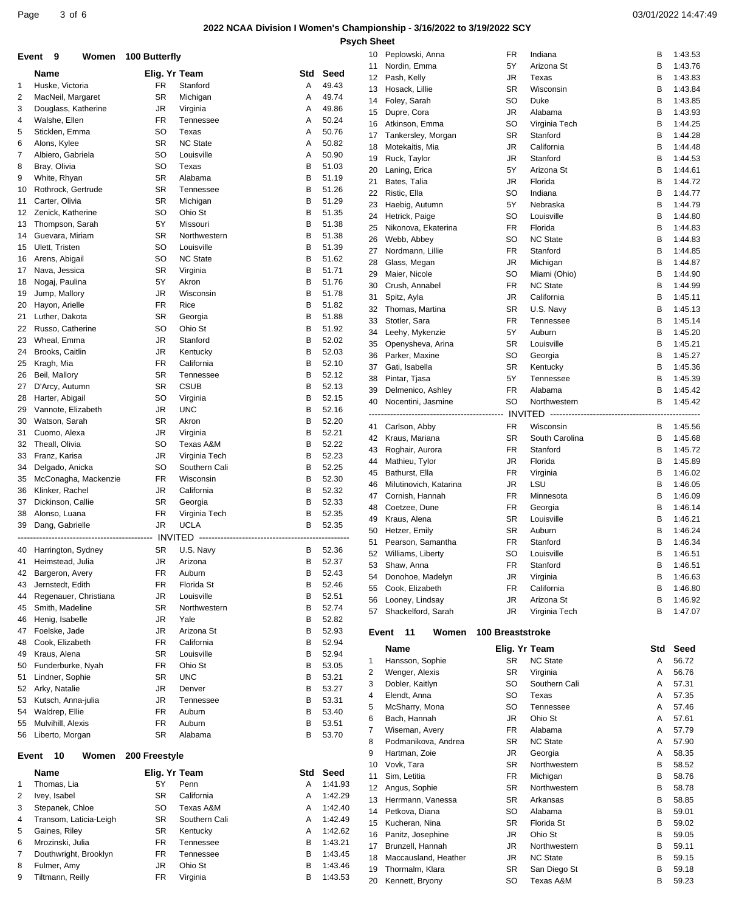## 2022 NCAA Division I Women's Championship - 3/16/2022 to 3/19/2022 SCY

### Psych Sheet

### Event 9 Women 100 Butterfly

| | Name | Elig. Yr | Team | Std | Seed |
|---|---|---|---|---|---|
| 1 | Huske, Victoria | FR | Stanford | A | 49.43 |
| 2 | MacNeil, Margaret | SR | Michigan | A | 49.74 |
| 3 | Douglass, Katherine | JR | Virginia | A | 49.86 |
| 4 | Walshe, Ellen | FR | Tennessee | A | 50.24 |
| 5 | Sticklen, Emma | SO | Texas | A | 50.76 |
| 6 | Alons, Kylee | SR | NC State | A | 50.82 |
| 7 | Albiero, Gabriela | SO | Louisville | A | 50.90 |
| 8 | Bray, Olivia | SO | Texas | B | 51.03 |
| 9 | White, Rhyan | SR | Alabama | B | 51.19 |
| 10 | Rothrock, Gertrude | SR | Tennessee | B | 51.26 |
| 11 | Carter, Olivia | SR | Michigan | B | 51.29 |
| 12 | Zenick, Katherine | SO | Ohio St | B | 51.35 |
| 13 | Thompson, Sarah | 5Y | Missouri | B | 51.38 |
| 14 | Guevara, Miriam | SR | Northwestern | B | 51.38 |
| 15 | Ulett, Tristen | SO | Louisville | B | 51.39 |
| 16 | Arens, Abigail | SO | NC State | B | 51.62 |
| 17 | Nava, Jessica | SR | Virginia | B | 51.71 |
| 18 | Nogaj, Paulina | 5Y | Akron | B | 51.76 |
| 19 | Jump, Mallory | JR | Wisconsin | B | 51.78 |
| 20 | Hayon, Arielle | FR | Rice | B | 51.82 |
| 21 | Luther, Dakota | SR | Georgia | B | 51.88 |
| 22 | Russo, Catherine | SO | Ohio St | B | 51.92 |
| 23 | Wheal, Emma | JR | Stanford | B | 52.02 |
| 24 | Brooks, Caitlin | JR | Kentucky | B | 52.03 |
| 25 | Kragh, Mia | FR | California | B | 52.10 |
| 26 | Beil, Mallory | SR | Tennessee | B | 52.12 |
| 27 | D'Arcy, Autumn | SR | CSUB | B | 52.13 |
| 28 | Harter, Abigail | SO | Virginia | B | 52.15 |
| 29 | Vannote, Elizabeth | JR | UNC | B | 52.16 |
| 30 | Watson, Sarah | SR | Akron | B | 52.20 |
| 31 | Cuomo, Alexa | JR | Virginia | B | 52.21 |
| 32 | Theall, Olivia | SO | Texas A&M | B | 52.22 |
| 33 | Franz, Karisa | JR | Virginia Tech | B | 52.23 |
| 34 | Delgado, Anicka | SO | Southern Cali | B | 52.25 |
| 35 | McConagha, Mackenzie | FR | Wisconsin | B | 52.30 |
| 36 | Klinker, Rachel | JR | California | B | 52.32 |
| 37 | Dickinson, Callie | SR | Georgia | B | 52.33 |
| 38 | Alonso, Luana | FR | Virginia Tech | B | 52.35 |
| 39 | Dang, Gabrielle | JR | UCLA | B | 52.35 |
| | INVITED | | | | |
| 40 | Harrington, Sydney | SR | U.S. Navy | B | 52.36 |
| 41 | Heimstead, Julia | JR | Arizona | B | 52.37 |
| 42 | Bargeron, Avery | FR | Auburn | B | 52.43 |
| 43 | Jernstedt, Edith | FR | Florida St | B | 52.46 |
| 44 | Regenauer, Christiana | JR | Louisville | B | 52.51 |
| 45 | Smith, Madeline | SR | Northwestern | B | 52.74 |
| 46 | Henig, Isabelle | JR | Yale | B | 52.82 |
| 47 | Foelske, Jade | JR | Arizona St | B | 52.93 |
| 48 | Cook, Elizabeth | FR | California | B | 52.94 |
| 49 | Kraus, Alena | SR | Louisville | B | 52.94 |
| 50 | Funderburke, Nyah | FR | Ohio St | B | 53.05 |
| 51 | Lindner, Sophie | SR | UNC | B | 53.21 |
| 52 | Arky, Natalie | JR | Denver | B | 53.27 |
| 53 | Kutsch, Anna-julia | JR | Tennessee | B | 53.31 |
| 54 | Waldrep, Ellie | FR | Auburn | B | 53.40 |
| 55 | Mulvihill, Alexis | FR | Auburn | B | 53.51 |
| 56 | Liberto, Morgan | SR | Alabama | B | 53.70 |

### Event 10 Women 200 Freestyle

| | Name | Elig. Yr | Team | Std | Seed |
|---|---|---|---|---|---|
| 1 | Thomas, Lia | 5Y | Penn | A | 1:41.93 |
| 2 | Ivey, Isabel | SR | California | A | 1:42.29 |
| 3 | Stepanek, Chloe | SO | Texas A&M | A | 1:42.40 |
| 4 | Transom, Laticia-Leigh | SR | Southern Cali | A | 1:42.49 |
| 5 | Gaines, Riley | SR | Kentucky | A | 1:42.62 |
| 6 | Mrozinski, Julia | FR | Tennessee | B | 1:43.21 |
| 7 | Douthwright, Brooklyn | FR | Tennessee | B | 1:43.45 |
| 8 | Fulmer, Amy | JR | Ohio St | B | 1:43.46 |
| 9 | Tiltmann, Reilly | FR | Virginia | B | 1:43.53 |
| 10 | Peplowski, Anna | FR | Indiana | B | 1:43.53 |
| 11 | Nordin, Emma | 5Y | Arizona St | B | 1:43.76 |
| 12 | Pash, Kelly | JR | Texas | B | 1:43.83 |
| 13 | Hosack, Lillie | SR | Wisconsin | B | 1:43.84 |
| 14 | Foley, Sarah | SO | Duke | B | 1:43.85 |
| 15 | Dupre, Cora | JR | Alabama | B | 1:43.93 |
| 16 | Atkinson, Emma | SO | Virginia Tech | B | 1:44.25 |
| 17 | Tankersley, Morgan | SR | Stanford | B | 1:44.28 |
| 18 | Motekaitis, Mia | JR | California | B | 1:44.48 |
| 19 | Ruck, Taylor | JR | Stanford | B | 1:44.53 |
| 20 | Laning, Erica | 5Y | Arizona St | B | 1:44.61 |
| 21 | Bates, Talia | JR | Florida | B | 1:44.72 |
| 22 | Ristic, Ella | SO | Indiana | B | 1:44.77 |
| 23 | Haebig, Autumn | 5Y | Nebraska | B | 1:44.79 |
| 24 | Hetrick, Paige | SO | Louisville | B | 1:44.80 |
| 25 | Nikonova, Ekaterina | FR | Florida | B | 1:44.83 |
| 26 | Webb, Abbey | SO | NC State | B | 1:44.83 |
| 27 | Nordmann, Lillie | FR | Stanford | B | 1:44.85 |
| 28 | Glass, Megan | JR | Michigan | B | 1:44.87 |
| 29 | Maier, Nicole | SO | Miami (Ohio) | B | 1:44.90 |
| 30 | Crush, Annabel | FR | NC State | B | 1:44.99 |
| 31 | Spitz, Ayla | JR | California | B | 1:45.11 |
| 32 | Thomas, Martina | SR | U.S. Navy | B | 1:45.13 |
| 33 | Stotler, Sara | FR | Tennessee | B | 1:45.14 |
| 34 | Leehy, Mykenzie | 5Y | Auburn | B | 1:45.20 |
| 35 | Openysheva, Arina | SR | Louisville | B | 1:45.21 |
| 36 | Parker, Maxine | SO | Georgia | B | 1:45.27 |
| 37 | Gati, Isabella | SR | Kentucky | B | 1:45.36 |
| 38 | Pintar, Tjasa | 5Y | Tennessee | B | 1:45.39 |
| 39 | Delmenico, Ashley | FR | Alabama | B | 1:45.42 |
| 40 | Nocentini, Jasmine | SO | Northwestern | B | 1:45.42 |
| | INVITED | | | | |
| 41 | Carlson, Abby | FR | Wisconsin | B | 1:45.56 |
| 42 | Kraus, Mariana | SR | South Carolina | B | 1:45.68 |
| 43 | Roghair, Aurora | FR | Stanford | B | 1:45.72 |
| 44 | Mathieu, Tylor | JR | Florida | B | 1:45.89 |
| 45 | Bathurst, Ella | FR | Virginia | B | 1:46.02 |
| 46 | Milutinovich, Katarina | JR | LSU | B | 1:46.05 |
| 47 | Cornish, Hannah | FR | Minnesota | B | 1:46.09 |
| 48 | Coetzee, Dune | FR | Georgia | B | 1:46.14 |
| 49 | Kraus, Alena | SR | Louisville | B | 1:46.21 |
| 50 | Hetzer, Emily | SR | Auburn | B | 1:46.24 |
| 51 | Pearson, Samantha | FR | Stanford | B | 1:46.34 |
| 52 | Williams, Liberty | SO | Louisville | B | 1:46.51 |
| 53 | Shaw, Anna | FR | Stanford | B | 1:46.51 |
| 54 | Donohoe, Madelyn | JR | Virginia | B | 1:46.63 |
| 55 | Cook, Elizabeth | FR | California | B | 1:46.80 |
| 56 | Looney, Lindsay | JR | Arizona St | B | 1:46.92 |
| 57 | Shackelford, Sarah | JR | Virginia Tech | B | 1:47.07 |

### Event 11 Women 100 Breaststroke

| | Name | Elig. Yr | Team | Std | Seed |
|---|---|---|---|---|---|
| 1 | Hansson, Sophie | SR | NC State | A | 56.72 |
| 2 | Wenger, Alexis | SR | Virginia | A | 56.76 |
| 3 | Dobler, Kaitlyn | SO | Southern Cali | A | 57.31 |
| 4 | Elendt, Anna | SO | Texas | A | 57.35 |
| 5 | McSharry, Mona | SO | Tennessee | A | 57.46 |
| 6 | Bach, Hannah | JR | Ohio St | A | 57.61 |
| 7 | Wiseman, Avery | FR | Alabama | A | 57.79 |
| 8 | Podmanikova, Andrea | SR | NC State | A | 57.90 |
| 9 | Hartman, Zoie | JR | Georgia | A | 58.35 |
| 10 | Vovk, Tara | SR | Northwestern | B | 58.52 |
| 11 | Sim, Letitia | FR | Michigan | B | 58.76 |
| 12 | Angus, Sophie | SR | Northwestern | B | 58.78 |
| 13 | Herrmann, Vanessa | SR | Arkansas | B | 58.85 |
| 14 | Petkova, Diana | SO | Alabama | B | 59.01 |
| 15 | Kucheran, Nina | SR | Florida St | B | 59.02 |
| 16 | Panitz, Josephine | JR | Ohio St | B | 59.05 |
| 17 | Brunzell, Hannah | JR | Northwestern | B | 59.11 |
| 18 | Maccausland, Heather | JR | NC State | B | 59.15 |
| 19 | Thormalm, Klara | SR | San Diego St | B | 59.18 |
| 20 | Kennett, Bryony | SO | Texas A&M | B | 59.23 |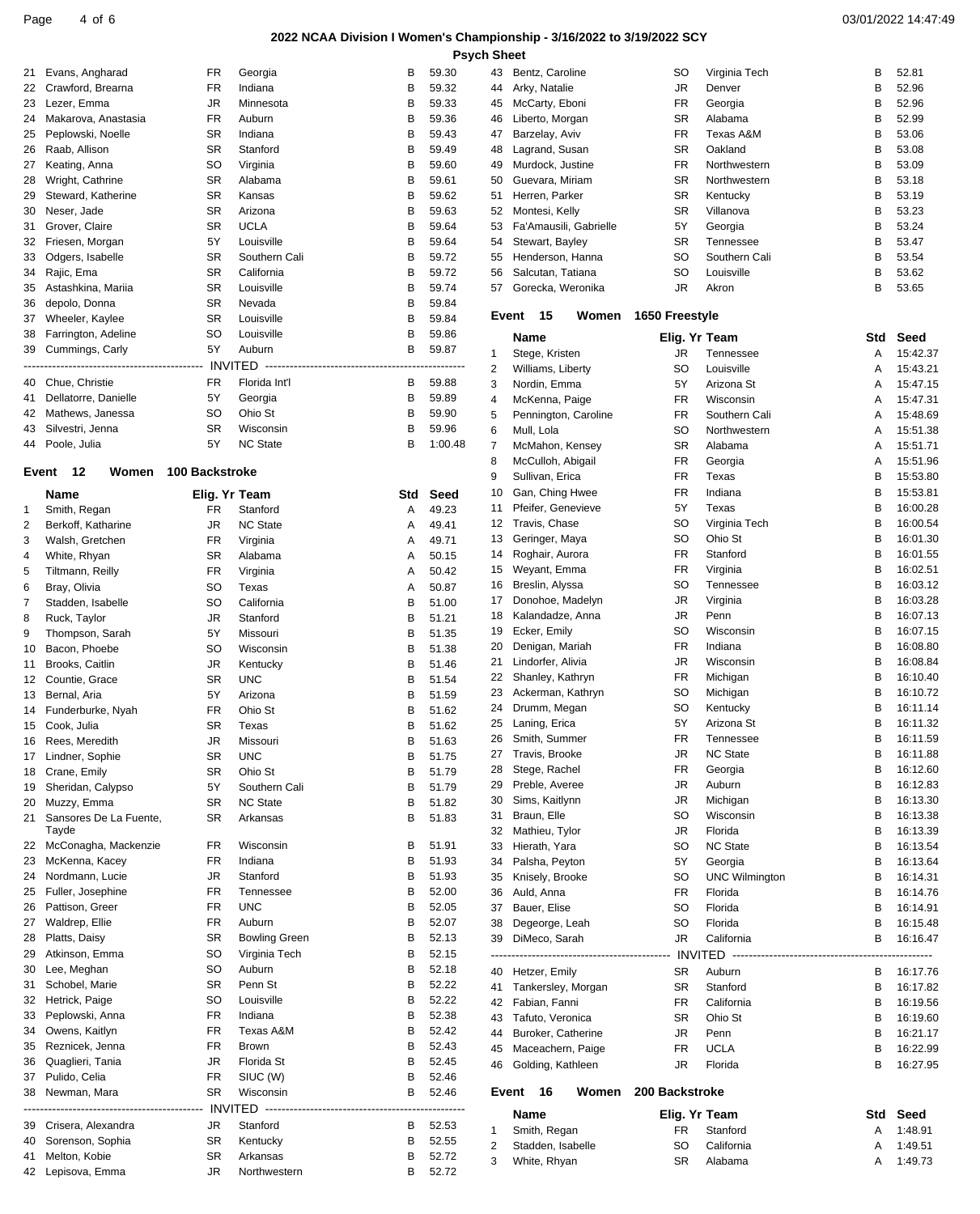## 2022 NCAA Division I Women's Championship - 3/16/2022 to 3/19/2022 SCY

### Psych Sheet

| | Name | Elig. Yr | Team | Std | Seed |
|---|---|---|---|---|---|
| 21 | Evans, Angharad | FR | Georgia | B | 59.30 |
| 22 | Crawford, Brearna | FR | Indiana | B | 59.32 |
| 23 | Lezer, Emma | JR | Minnesota | B | 59.33 |
| 24 | Makarova, Anastasia | FR | Auburn | B | 59.36 |
| 25 | Peplowski, Noelle | SR | Indiana | B | 59.43 |
| 26 | Raab, Allison | SR | Stanford | B | 59.49 |
| 27 | Keating, Anna | SO | Virginia | B | 59.60 |
| 28 | Wright, Cathrine | SR | Alabama | B | 59.61 |
| 29 | Steward, Katherine | SR | Kansas | B | 59.62 |
| 30 | Neser, Jade | SR | Arizona | B | 59.63 |
| 31 | Grover, Claire | SR | UCLA | B | 59.64 |
| 32 | Friesen, Morgan | 5Y | Louisville | B | 59.64 |
| 33 | Odgers, Isabelle | SR | Southern Cali | B | 59.72 |
| 34 | Rajic, Ema | SR | California | B | 59.72 |
| 35 | Astashkina, Mariia | SR | Louisville | B | 59.74 |
| 36 | depolo, Donna | SR | Nevada | B | 59.84 |
| 37 | Wheeler, Kaylee | SR | Louisville | B | 59.84 |
| 38 | Farrington, Adeline | SO | Louisville | B | 59.86 |
| 39 | Cummings, Carly | 5Y | Auburn | B | 59.87 |
| | INVITED | | | | |
| 40 | Chue, Christie | FR | Florida Int'l | B | 59.88 |
| 41 | Dellatorre, Danielle | 5Y | Georgia | B | 59.89 |
| 42 | Mathews, Janessa | SO | Ohio St | B | 59.90 |
| 43 | Silvestri, Jenna | SR | Wisconsin | B | 59.96 |
| 44 | Poole, Julia | 5Y | NC State | B | 1:00.48 |

### Event 12 Women 100 Backstroke

| | Name | Elig. Yr | Team | Std | Seed |
|---|---|---|---|---|---|
| 1 | Smith, Regan | FR | Stanford | A | 49.23 |
| 2 | Berkoff, Katharine | JR | NC State | A | 49.41 |
| 3 | Walsh, Gretchen | FR | Virginia | A | 49.71 |
| 4 | White, Rhyan | SR | Alabama | A | 50.15 |
| 5 | Tiltmann, Reilly | FR | Virginia | A | 50.42 |
| 6 | Bray, Olivia | SO | Texas | A | 50.87 |
| 7 | Stadden, Isabelle | SO | California | B | 51.00 |
| 8 | Ruck, Taylor | JR | Stanford | B | 51.21 |
| 9 | Thompson, Sarah | 5Y | Missouri | B | 51.35 |
| 10 | Bacon, Phoebe | SO | Wisconsin | B | 51.38 |
| 11 | Brooks, Caitlin | JR | Kentucky | B | 51.46 |
| 12 | Countie, Grace | SR | UNC | B | 51.54 |
| 13 | Bernal, Aria | 5Y | Arizona | B | 51.59 |
| 14 | Funderburke, Nyah | FR | Ohio St | B | 51.62 |
| 15 | Cook, Julia | SR | Texas | B | 51.62 |
| 16 | Rees, Meredith | JR | Missouri | B | 51.63 |
| 17 | Lindner, Sophie | SR | UNC | B | 51.75 |
| 18 | Crane, Emily | SR | Ohio St | B | 51.79 |
| 19 | Sheridan, Calypso | 5Y | Southern Cali | B | 51.79 |
| 20 | Muzzy, Emma | SR | NC State | B | 51.82 |
| 21 | Sansores De La Fuente, Tayde | SR | Arkansas | B | 51.83 |
| 22 | McConagha, Mackenzie | FR | Wisconsin | B | 51.91 |
| 23 | McKenna, Kacey | FR | Indiana | B | 51.93 |
| 24 | Nordmann, Lucie | JR | Stanford | B | 51.93 |
| 25 | Fuller, Josephine | FR | Tennessee | B | 52.00 |
| 26 | Pattison, Greer | FR | UNC | B | 52.05 |
| 27 | Waldrep, Ellie | FR | Auburn | B | 52.07 |
| 28 | Platts, Daisy | SR | Bowling Green | B | 52.13 |
| 29 | Atkinson, Emma | SO | Virginia Tech | B | 52.15 |
| 30 | Lee, Meghan | SO | Auburn | B | 52.18 |
| 31 | Schobel, Marie | SR | Penn St | B | 52.22 |
| 32 | Hetrick, Paige | SO | Louisville | B | 52.22 |
| 33 | Peplowski, Anna | FR | Indiana | B | 52.38 |
| 34 | Owens, Kaitlyn | FR | Texas A&M | B | 52.42 |
| 35 | Reznicek, Jenna | FR | Brown | B | 52.43 |
| 36 | Quaglieri, Tania | JR | Florida St | B | 52.45 |
| 37 | Pulido, Celia | FR | SIUC (W) | B | 52.46 |
| 38 | Newman, Mara | SR | Wisconsin | B | 52.46 |
| | INVITED | | | | |
| 39 | Crisera, Alexandra | JR | Stanford | B | 52.53 |
| 40 | Sorenson, Sophia | SR | Kentucky | B | 52.55 |
| 41 | Melton, Kobie | SR | Arkansas | B | 52.72 |
| 42 | Lepisova, Emma | JR | Northwestern | B | 52.72 |
| 43 | Bentz, Caroline | SO | Virginia Tech | B | 52.81 |
| 44 | Arky, Natalie | JR | Denver | B | 52.96 |
| 45 | McCarty, Eboni | FR | Georgia | B | 52.96 |
| 46 | Liberto, Morgan | SR | Alabama | B | 52.99 |
| 47 | Barzelay, Aviv | FR | Texas A&M | B | 53.06 |
| 48 | Lagrand, Susan | SR | Oakland | B | 53.08 |
| 49 | Murdock, Justine | FR | Northwestern | B | 53.09 |
| 50 | Guevara, Miriam | SR | Northwestern | B | 53.18 |
| 51 | Herren, Parker | SR | Kentucky | B | 53.19 |
| 52 | Montesi, Kelly | SR | Villanova | B | 53.23 |
| 53 | Fa'Amausili, Gabrielle | 5Y | Georgia | B | 53.24 |
| 54 | Stewart, Bayley | SR | Tennessee | B | 53.47 |
| 55 | Henderson, Hanna | SO | Southern Cali | B | 53.54 |
| 56 | Salcutan, Tatiana | SO | Louisville | B | 53.62 |
| 57 | Gorecka, Weronika | JR | Akron | B | 53.65 |

### Event 15 Women 1650 Freestyle

| | Name | Elig. Yr | Team | Std | Seed |
|---|---|---|---|---|---|
| 1 | Stege, Kristen | JR | Tennessee | A | 15:42.37 |
| 2 | Williams, Liberty | SO | Louisville | A | 15:43.21 |
| 3 | Nordin, Emma | 5Y | Arizona St | A | 15:47.15 |
| 4 | McKenna, Paige | FR | Wisconsin | A | 15:47.31 |
| 5 | Pennington, Caroline | FR | Southern Cali | A | 15:48.69 |
| 6 | Mull, Lola | SO | Northwestern | A | 15:51.38 |
| 7 | McMahon, Kensey | SR | Alabama | A | 15:51.71 |
| 8 | McCulloh, Abigail | FR | Georgia | A | 15:51.96 |
| 9 | Sullivan, Erica | FR | Texas | B | 15:53.80 |
| 10 | Gan, Ching Hwee | FR | Indiana | B | 15:53.81 |
| 11 | Pfeifer, Genevieve | 5Y | Texas | B | 16:00.28 |
| 12 | Travis, Chase | SO | Virginia Tech | B | 16:00.54 |
| 13 | Geringer, Maya | SO | Ohio St | B | 16:01.30 |
| 14 | Roghair, Aurora | FR | Stanford | B | 16:01.55 |
| 15 | Weyant, Emma | FR | Virginia | B | 16:02.51 |
| 16 | Breslin, Alyssa | SO | Tennessee | B | 16:03.12 |
| 17 | Donohoe, Madelyn | JR | Virginia | B | 16:03.28 |
| 18 | Kalandadze, Anna | JR | Penn | B | 16:07.13 |
| 19 | Ecker, Emily | SO | Wisconsin | B | 16:07.15 |
| 20 | Denigan, Mariah | FR | Indiana | B | 16:08.80 |
| 21 | Lindorfer, Alivia | JR | Wisconsin | B | 16:08.84 |
| 22 | Shanley, Kathryn | FR | Michigan | B | 16:10.40 |
| 23 | Ackerman, Kathryn | SO | Michigan | B | 16:10.72 |
| 24 | Drumm, Megan | SO | Kentucky | B | 16:11.14 |
| 25 | Laning, Erica | 5Y | Arizona St | B | 16:11.32 |
| 26 | Smith, Summer | FR | Tennessee | B | 16:11.59 |
| 27 | Travis, Brooke | JR | NC State | B | 16:11.88 |
| 28 | Stege, Rachel | FR | Georgia | B | 16:12.60 |
| 29 | Preble, Averee | JR | Auburn | B | 16:12.83 |
| 30 | Sims, Kaitlynn | JR | Michigan | B | 16:13.30 |
| 31 | Braun, Elle | SO | Wisconsin | B | 16:13.38 |
| 32 | Mathieu, Tylor | JR | Florida | B | 16:13.39 |
| 33 | Hierath, Yara | SO | NC State | B | 16:13.54 |
| 34 | Palsha, Peyton | 5Y | Georgia | B | 16:13.64 |
| 35 | Knisely, Brooke | SO | UNC Wilmington | B | 16:14.31 |
| 36 | Auld, Anna | FR | Florida | B | 16:14.76 |
| 37 | Bauer, Elise | SO | Florida | B | 16:14.91 |
| 38 | Degeorge, Leah | SO | Florida | B | 16:15.48 |
| 39 | DiMeco, Sarah | JR | California | B | 16:16.47 |
| | INVITED | | | | |
| 40 | Hetzer, Emily | SR | Auburn | B | 16:17.76 |
| 41 | Tankersley, Morgan | SR | Stanford | B | 16:17.82 |
| 42 | Fabian, Fanni | FR | California | B | 16:19.56 |
| 43 | Tafuto, Veronica | SR | Ohio St | B | 16:19.60 |
| 44 | Buroker, Catherine | JR | Penn | B | 16:21.17 |
| 45 | Maceachern, Paige | FR | UCLA | B | 16:22.99 |
| 46 | Golding, Kathleen | JR | Florida | B | 16:27.95 |

### Event 16 Women 200 Backstroke

| | Name | Elig. Yr | Team | Std | Seed |
|---|---|---|---|---|---|
| 1 | Smith, Regan | FR | Stanford | A | 1:48.91 |
| 2 | Stadden, Isabelle | SO | California | A | 1:49.51 |
| 3 | White, Rhyan | SR | Alabama | A | 1:49.73 |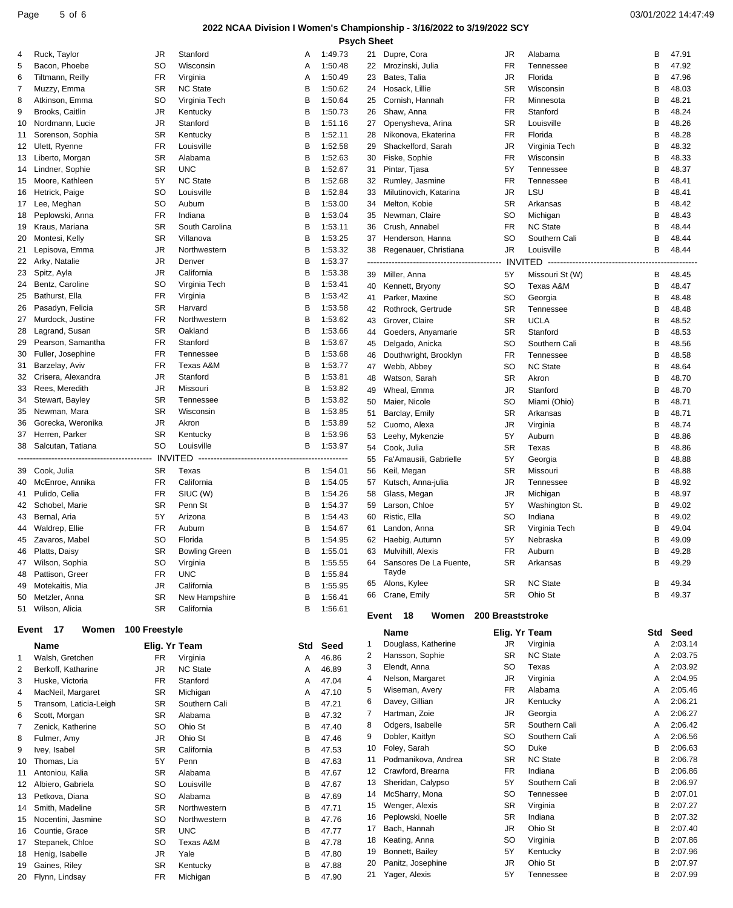## 2022 NCAA Division I Women's Championship - 3/16/2022 to 3/19/2022 SCY

### Psych Sheet

| | Name | Elig. Yr | Team | Std | Seed |
|---|---|---|---|---|---|
| 4 | Ruck, Taylor | JR | Stanford | A | 1:49.73 |
| 5 | Bacon, Phoebe | SO | Wisconsin | A | 1:50.48 |
| 6 | Tiltmann, Reilly | FR | Virginia | A | 1:50.49 |
| 7 | Muzzy, Emma | SR | NC State | B | 1:50.62 |
| 8 | Atkinson, Emma | SO | Virginia Tech | B | 1:50.64 |
| 9 | Brooks, Caitlin | JR | Kentucky | B | 1:50.73 |
| 10 | Nordmann, Lucie | JR | Stanford | B | 1:51.16 |
| 11 | Sorenson, Sophia | SR | Kentucky | B | 1:52.11 |
| 12 | Ulett, Ryenne | FR | Louisville | B | 1:52.58 |
| 13 | Liberto, Morgan | SR | Alabama | B | 1:52.63 |
| 14 | Lindner, Sophie | SR | UNC | B | 1:52.67 |
| 15 | Moore, Kathleen | 5Y | NC State | B | 1:52.68 |
| 16 | Hetrick, Paige | SO | Louisville | B | 1:52.84 |
| 17 | Lee, Meghan | SO | Auburn | B | 1:53.00 |
| 18 | Peplowski, Anna | FR | Indiana | B | 1:53.04 |
| 19 | Kraus, Mariana | SR | South Carolina | B | 1:53.11 |
| 20 | Montesi, Kelly | SR | Villanova | B | 1:53.25 |
| 21 | Lepisova, Emma | JR | Northwestern | B | 1:53.32 |
| 22 | Arky, Natalie | JR | Denver | B | 1:53.37 |
| 23 | Spitz, Ayla | JR | California | B | 1:53.38 |
| 24 | Bentz, Caroline | SO | Virginia Tech | B | 1:53.41 |
| 25 | Bathurst, Ella | FR | Virginia | B | 1:53.42 |
| 26 | Pasadyn, Felicia | SR | Harvard | B | 1:53.58 |
| 27 | Murdock, Justine | FR | Northwestern | B | 1:53.62 |
| 28 | Lagrand, Susan | SR | Oakland | B | 1:53.66 |
| 29 | Pearson, Samantha | FR | Stanford | B | 1:53.67 |
| 30 | Fuller, Josephine | FR | Tennessee | B | 1:53.68 |
| 31 | Barzelay, Aviv | FR | Texas A&M | B | 1:53.77 |
| 32 | Crisera, Alexandra | JR | Stanford | B | 1:53.81 |
| 33 | Rees, Meredith | JR | Missouri | B | 1:53.82 |
| 34 | Stewart, Bayley | SR | Tennessee | B | 1:53.82 |
| 35 | Newman, Mara | SR | Wisconsin | B | 1:53.85 |
| 36 | Gorecka, Weronika | JR | Akron | B | 1:53.89 |
| 37 | Herren, Parker | SR | Kentucky | B | 1:53.96 |
| 38 | Salcutan, Tatiana | SO | Louisville | B | 1:53.97 |
| | INVITED | | | | |
| 39 | Cook, Julia | SR | Texas | B | 1:54.01 |
| 40 | McEnroe, Annika | FR | California | B | 1:54.05 |
| 41 | Pulido, Celia | FR | SIUC (W) | B | 1:54.26 |
| 42 | Schobel, Marie | SR | Penn St | B | 1:54.37 |
| 43 | Bernal, Aria | 5Y | Arizona | B | 1:54.43 |
| 44 | Waldrep, Ellie | FR | Auburn | B | 1:54.67 |
| 45 | Zavaros, Mabel | SO | Florida | B | 1:54.95 |
| 46 | Platts, Daisy | SR | Bowling Green | B | 1:55.01 |
| 47 | Wilson, Sophia | SO | Virginia | B | 1:55.55 |
| 48 | Pattison, Greer | FR | UNC | B | 1:55.84 |
| 49 | Motekaitis, Mia | JR | California | B | 1:55.95 |
| 50 | Metzler, Anna | SR | New Hampshire | B | 1:56.41 |
| 51 | Wilson, Alicia | SR | California | B | 1:56.61 |

### Event 17 Women 100 Freestyle

| | Name | Elig. Yr | Team | Std | Seed |
|---|---|---|---|---|---|
| 1 | Walsh, Gretchen | FR | Virginia | A | 46.86 |
| 2 | Berkoff, Katharine | JR | NC State | A | 46.89 |
| 3 | Huske, Victoria | FR | Stanford | A | 47.04 |
| 4 | MacNeil, Margaret | SR | Michigan | A | 47.10 |
| 5 | Transom, Laticia-Leigh | SR | Southern Cali | B | 47.21 |
| 6 | Scott, Morgan | SR | Alabama | B | 47.32 |
| 7 | Zenick, Katherine | SO | Ohio St | B | 47.40 |
| 8 | Fulmer, Amy | JR | Ohio St | B | 47.46 |
| 9 | Ivey, Isabel | SR | California | B | 47.53 |
| 10 | Thomas, Lia | 5Y | Penn | B | 47.63 |
| 11 | Antoniou, Kalia | SR | Alabama | B | 47.67 |
| 12 | Albiero, Gabriela | SO | Louisville | B | 47.67 |
| 13 | Petkova, Diana | SO | Alabama | B | 47.69 |
| 14 | Smith, Madeline | SR | Northwestern | B | 47.71 |
| 15 | Nocentini, Jasmine | SO | Northwestern | B | 47.76 |
| 16 | Countie, Grace | SR | UNC | B | 47.77 |
| 17 | Stepanek, Chloe | SO | Texas A&M | B | 47.78 |
| 18 | Henig, Isabelle | JR | Yale | B | 47.80 |
| 19 | Gaines, Riley | SR | Kentucky | B | 47.88 |
| 20 | Flynn, Lindsay | FR | Michigan | B | 47.90 |
| 21 | Dupre, Cora | JR | Alabama | B | 47.91 |
| 22 | Mrozinski, Julia | FR | Tennessee | B | 47.92 |
| 23 | Bates, Talia | JR | Florida | B | 47.96 |
| 24 | Hosack, Lillie | SR | Wisconsin | B | 48.03 |
| 25 | Cornish, Hannah | FR | Minnesota | B | 48.21 |
| 26 | Shaw, Anna | FR | Stanford | B | 48.24 |
| 27 | Openysheva, Arina | SR | Louisville | B | 48.26 |
| 28 | Nikonova, Ekaterina | FR | Florida | B | 48.28 |
| 29 | Shackelford, Sarah | JR | Virginia Tech | B | 48.32 |
| 30 | Fiske, Sophie | FR | Wisconsin | B | 48.33 |
| 31 | Pintar, Tjasa | 5Y | Tennessee | B | 48.37 |
| 32 | Rumley, Jasmine | FR | Tennessee | B | 48.41 |
| 33 | Milutinovich, Katarina | JR | LSU | B | 48.41 |
| 34 | Melton, Kobie | SR | Arkansas | B | 48.42 |
| 35 | Newman, Claire | SO | Michigan | B | 48.43 |
| 36 | Crush, Annabel | FR | NC State | B | 48.44 |
| 37 | Henderson, Hanna | SO | Southern Cali | B | 48.44 |
| 38 | Regenauer, Christiana | JR | Louisville | B | 48.44 |
| | INVITED | | | | |
| 39 | Miller, Anna | 5Y | Missouri St (W) | B | 48.45 |
| 40 | Kennett, Bryony | SO | Texas A&M | B | 48.47 |
| 41 | Parker, Maxine | SO | Georgia | B | 48.48 |
| 42 | Rothrock, Gertrude | SR | Tennessee | B | 48.48 |
| 43 | Grover, Claire | SR | UCLA | B | 48.52 |
| 44 | Goeders, Anyamarie | SR | Stanford | B | 48.53 |
| 45 | Delgado, Anicka | SO | Southern Cali | B | 48.56 |
| 46 | Douthwright, Brooklyn | FR | Tennessee | B | 48.58 |
| 47 | Webb, Abbey | SO | NC State | B | 48.64 |
| 48 | Watson, Sarah | SR | Akron | B | 48.70 |
| 49 | Wheal, Emma | JR | Stanford | B | 48.70 |
| 50 | Maier, Nicole | SO | Miami (Ohio) | B | 48.71 |
| 51 | Barclay, Emily | SR | Arkansas | B | 48.71 |
| 52 | Cuomo, Alexa | JR | Virginia | B | 48.74 |
| 53 | Leehy, Mykenzie | 5Y | Auburn | B | 48.86 |
| 54 | Cook, Julia | SR | Texas | B | 48.86 |
| 55 | Fa'Amausili, Gabrielle | 5Y | Georgia | B | 48.88 |
| 56 | Keil, Megan | SR | Missouri | B | 48.88 |
| 57 | Kutsch, Anna-julia | JR | Tennessee | B | 48.92 |
| 58 | Glass, Megan | JR | Michigan | B | 48.97 |
| 59 | Larson, Chloe | 5Y | Washington St. | B | 49.02 |
| 60 | Ristic, Ella | SO | Indiana | B | 49.02 |
| 61 | Landon, Anna | SR | Virginia Tech | B | 49.04 |
| 62 | Haebig, Autumn | 5Y | Nebraska | B | 49.09 |
| 63 | Mulvihill, Alexis | FR | Auburn | B | 49.28 |
| 64 | Sansores De La Fuente, Tayde | SR | Arkansas | B | 49.29 |
| 65 | Alons, Kylee | SR | NC State | B | 49.34 |
| 66 | Crane, Emily | SR | Ohio St | B | 49.37 |

### Event 18 Women 200 Breaststroke

| | Name | Elig. Yr | Team | Std | Seed |
|---|---|---|---|---|---|
| 1 | Douglass, Katherine | JR | Virginia | A | 2:03.14 |
| 2 | Hansson, Sophie | SR | NC State | A | 2:03.75 |
| 3 | Elendt, Anna | SO | Texas | A | 2:03.92 |
| 4 | Nelson, Margaret | JR | Virginia | A | 2:04.95 |
| 5 | Wiseman, Avery | FR | Alabama | A | 2:05.46 |
| 6 | Davey, Gillian | JR | Kentucky | A | 2:06.21 |
| 7 | Hartman, Zoie | JR | Georgia | A | 2:06.27 |
| 8 | Odgers, Isabelle | SR | Southern Cali | A | 2:06.42 |
| 9 | Dobler, Kaitlyn | SO | Southern Cali | A | 2:06.56 |
| 10 | Foley, Sarah | SO | Duke | B | 2:06.63 |
| 11 | Podmanikova, Andrea | SR | NC State | B | 2:06.78 |
| 12 | Crawford, Brearna | FR | Indiana | B | 2:06.86 |
| 13 | Sheridan, Calypso | 5Y | Southern Cali | B | 2:06.97 |
| 14 | McSharry, Mona | SO | Tennessee | B | 2:07.01 |
| 15 | Wenger, Alexis | SR | Virginia | B | 2:07.27 |
| 16 | Peplowski, Noelle | SR | Indiana | B | 2:07.32 |
| 17 | Bach, Hannah | JR | Ohio St | B | 2:07.40 |
| 18 | Keating, Anna | SO | Virginia | B | 2:07.86 |
| 19 | Bonnett, Bailey | 5Y | Kentucky | B | 2:07.96 |
| 20 | Panitz, Josephine | JR | Ohio St | B | 2:07.97 |
| 21 | Yager, Alexis | 5Y | Tennessee | B | 2:07.99 |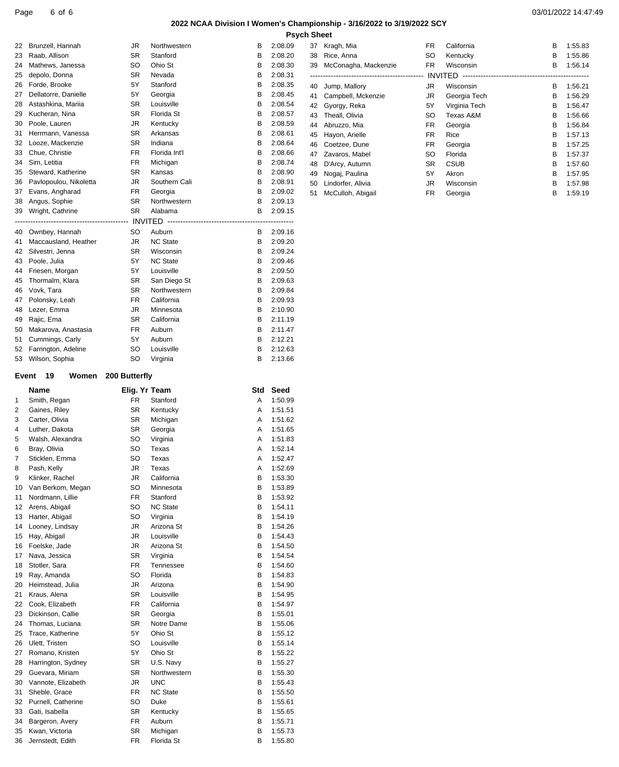## 2022 NCAA Division I Women's Championship - 3/16/2022 to 3/19/2022 SCY

### Psych Sheet

| | Name | Elig. Yr | Team | Std | Seed |
|---|---|---|---|---|---|
| 22 | Brunzell, Hannah | JR | Northwestern | B | 2:08.09 |
| 23 | Raab, Allison | SR | Stanford | B | 2:08.20 |
| 24 | Mathews, Janessa | SO | Ohio St | B | 2:08.30 |
| 25 | depolo, Donna | SR | Nevada | B | 2:08.31 |
| 26 | Forde, Brooke | 5Y | Stanford | B | 2:08.35 |
| 27 | Dellatorre, Danielle | 5Y | Georgia | B | 2:08.45 |
| 28 | Astashkina, Mariia | SR | Louisville | B | 2:08.54 |
| 29 | Kucheran, Nina | SR | Florida St | B | 2:08.57 |
| 30 | Poole, Lauren | JR | Kentucky | B | 2:08.59 |
| 31 | Herrmann, Vanessa | SR | Arkansas | B | 2:08.61 |
| 32 | Looze, Mackenzie | SR | Indiana | B | 2:08.64 |
| 33 | Chue, Christie | FR | Florida Int'l | B | 2:08.66 |
| 34 | Sim, Letitia | FR | Michigan | B | 2:08.74 |
| 35 | Steward, Katherine | SR | Kansas | B | 2:08.90 |
| 36 | Pavlopoulou, Nikoleta | JR | Southern Cali | B | 2:08.91 |
| 37 | Evans, Angharad | FR | Georgia | B | 2:09.02 |
| 38 | Angus, Sophie | SR | Northwestern | B | 2:09.13 |
| 39 | Wright, Cathrine | SR | Alabama | B | 2:09.15 |
| | INVITED | | | | |
| 40 | Ownbey, Hannah | SO | Auburn | B | 2:09.16 |
| 41 | Maccausland, Heather | JR | NC State | B | 2:09.20 |
| 42 | Silvestri, Jenna | SR | Wisconsin | B | 2:09.24 |
| 43 | Poole, Julia | 5Y | NC State | B | 2:09.46 |
| 44 | Friesen, Morgan | 5Y | Louisville | B | 2:09.50 |
| 45 | Thormalm, Klara | SR | San Diego St | B | 2:09.63 |
| 46 | Vovk, Tara | SR | Northwestern | B | 2:09.84 |
| 47 | Polonsky, Leah | FR | California | B | 2:09.93 |
| 48 | Lezer, Emma | JR | Minnesota | B | 2:10.90 |
| 49 | Rajic, Ema | SR | California | B | 2:11.19 |
| 50 | Makarova, Anastasia | FR | Auburn | B | 2:11.47 |
| 51 | Cummings, Carly | 5Y | Auburn | B | 2:12.21 |
| 52 | Farrington, Adeline | SO | Louisville | B | 2:12.63 |
| 53 | Wilson, Sophia | SO | Virginia | B | 2:13.66 |

### Event 19 Women 200 Butterfly

| | Name | Elig. Yr | Team | Std | Seed |
|---|---|---|---|---|---|
| 1 | Smith, Regan | FR | Stanford | A | 1:50.99 |
| 2 | Gaines, Riley | SR | Kentucky | A | 1:51.51 |
| 3 | Carter, Olivia | SR | Michigan | A | 1:51.62 |
| 4 | Luther, Dakota | SR | Georgia | A | 1:51.65 |
| 5 | Walsh, Alexandra | SO | Virginia | A | 1:51.83 |
| 6 | Bray, Olivia | SO | Texas | A | 1:52.14 |
| 7 | Sticklen, Emma | SO | Texas | A | 1:52.47 |
| 8 | Pash, Kelly | JR | Texas | A | 1:52.69 |
| 9 | Klinker, Rachel | JR | California | B | 1:53.30 |
| 10 | Van Berkom, Megan | SO | Minnesota | B | 1:53.89 |
| 11 | Nordmann, Lillie | FR | Stanford | B | 1:53.92 |
| 12 | Arens, Abigail | SO | NC State | B | 1:54.11 |
| 13 | Harter, Abigail | SO | Virginia | B | 1:54.19 |
| 14 | Looney, Lindsay | JR | Arizona St | B | 1:54.26 |
| 15 | Hay, Abigail | JR | Louisville | B | 1:54.43 |
| 16 | Foelske, Jade | JR | Arizona St | B | 1:54.50 |
| 17 | Nava, Jessica | SR | Virginia | B | 1:54.54 |
| 18 | Stotler, Sara | FR | Tennessee | B | 1:54.60 |
| 19 | Ray, Amanda | SO | Florida | B | 1:54.83 |
| 20 | Heimstead, Julia | JR | Arizona | B | 1:54.90 |
| 21 | Kraus, Alena | SR | Louisville | B | 1:54.95 |
| 22 | Cook, Elizabeth | FR | California | B | 1:54.97 |
| 23 | Dickinson, Callie | SR | Georgia | B | 1:55.01 |
| 24 | Thomas, Luciana | SR | Notre Dame | B | 1:55.06 |
| 25 | Trace, Katherine | 5Y | Ohio St | B | 1:55.12 |
| 26 | Ulett, Tristen | SO | Louisville | B | 1:55.14 |
| 27 | Romano, Kristen | 5Y | Ohio St | B | 1:55.22 |
| 28 | Harrington, Sydney | SR | U.S. Navy | B | 1:55.27 |
| 29 | Guevara, Miriam | SR | Northwestern | B | 1:55.30 |
| 30 | Vannote, Elizabeth | JR | UNC | B | 1:55.43 |
| 31 | Sheble, Grace | FR | NC State | B | 1:55.50 |
| 32 | Purnell, Catherine | SO | Duke | B | 1:55.61 |
| 33 | Gati, Isabella | SR | Kentucky | B | 1:55.65 |
| 34 | Bargeron, Avery | FR | Auburn | B | 1:55.71 |
| 35 | Kwan, Victoria | SR | Michigan | B | 1:55.73 |
| 36 | Jernstedt, Edith | FR | Florida St | B | 1:55.80 |
| 37 | Kragh, Mia | FR | California | B | 1:55.83 |
| 38 | Rice, Anna | SO | Kentucky | B | 1:55.86 |
| 39 | McConagha, Mackenzie | FR | Wisconsin | B | 1:56.14 |
| | INVITED | | | | |
| 40 | Jump, Mallory | JR | Wisconsin | B | 1:56.21 |
| 41 | Campbell, Mckenzie | JR | Georgia Tech | B | 1:56.29 |
| 42 | Gyorgy, Reka | 5Y | Virginia Tech | B | 1:56.47 |
| 43 | Theall, Olivia | SO | Texas A&M | B | 1:56.66 |
| 44 | Abruzzo, Mia | FR | Georgia | B | 1:56.84 |
| 45 | Hayon, Arielle | FR | Rice | B | 1:57.13 |
| 46 | Coetzee, Dune | FR | Georgia | B | 1:57.25 |
| 47 | Zavaros, Mabel | SO | Florida | B | 1:57.37 |
| 48 | D'Arcy, Autumn | SR | CSUB | B | 1:57.60 |
| 49 | Nogaj, Paulina | 5Y | Akron | B | 1:57.95 |
| 50 | Lindorfer, Alivia | JR | Wisconsin | B | 1:57.98 |
| 51 | McCulloh, Abigail | FR | Georgia | B | 1:59.19 |